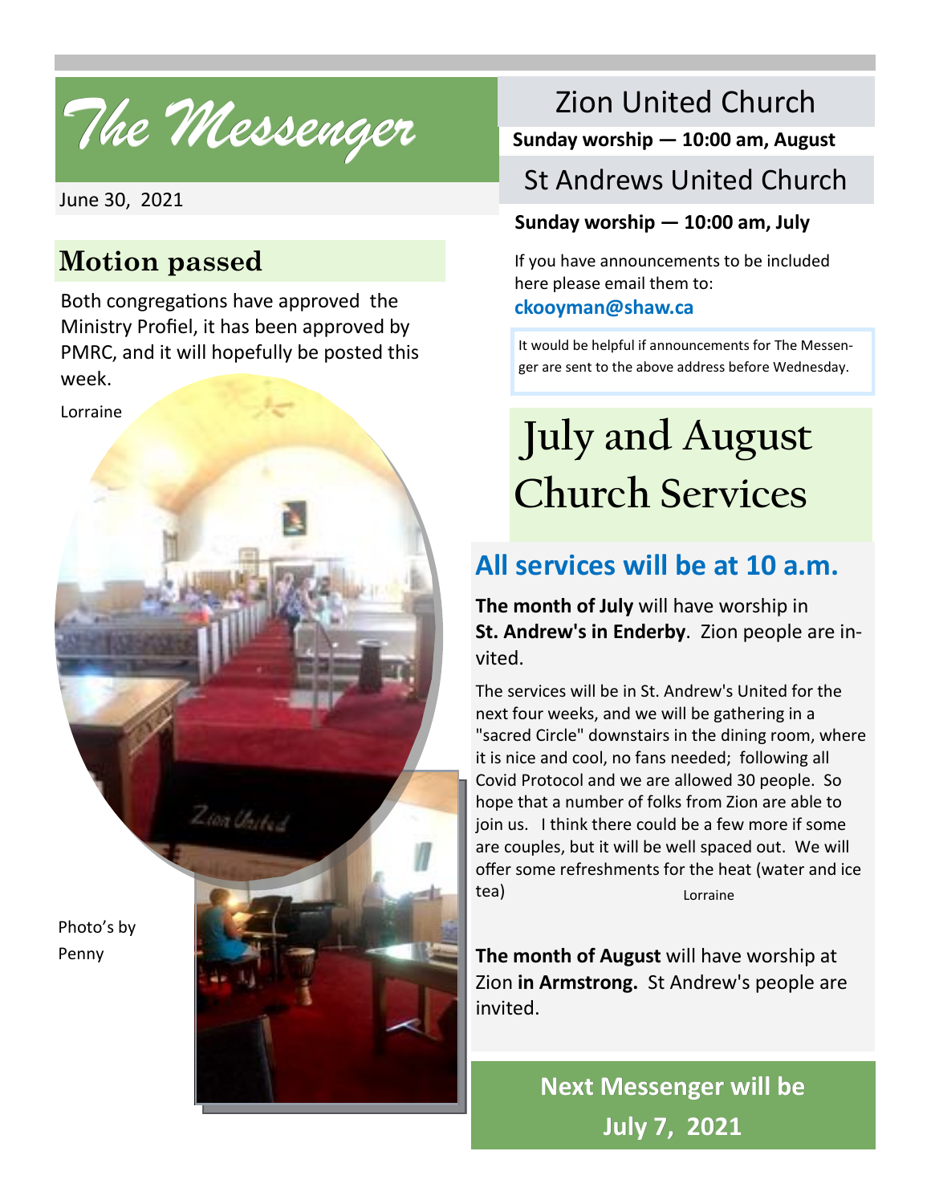# The Messenger

June 30, 2021

## Motion passed

Both congregations have approved the Ministry Profiel, it has been approved by PMRC, and it will hopefully be posted this week.

Lorraine

Photo's by Penny

## Zion United Church

**Sunday worship — 10:00 am, August**

## St Andrews United Church

**Sunday worship — 10:00 am, July**

If you have announcements to be included here please email them to:

**ckooyman@shaw.ca**

It would be helpful if announcements for The Messenger are sent to the above address before Wednesday.

# July and August Church Services

## All services will be at 10 a.m.

**The month of July** will have worship in **St. Andrew's in Enderby**. Zion people are invited.

The services will be in St. Andrew's United for the next four weeks, and we will be gathering in a "sacred Circle" downstairs in the dining room, where it is nice and cool, no fans needed; following all Covid Protocol and we are allowed 30 people. So hope that a number of folks from Zion are able to join us. I think there could be a few more if some are couples, but it will be well spaced out. We will offer some refreshments for the heat (water and ice tea)

Lorraine

**The month of August** will have worship at Zion **in Armstrong.** St Andrew's people are invited.

**Next Messenger will be July 7, 2021**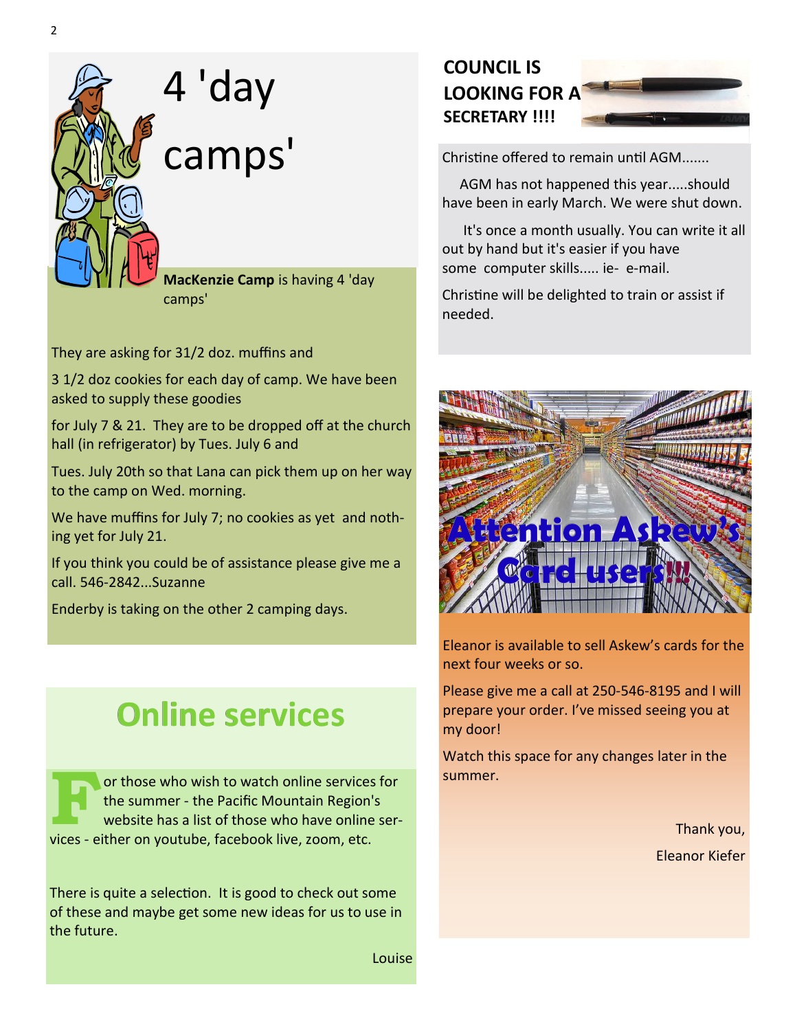# 4 'day camps'

**MacKenzie Camp** is having 4 'day camps'

They are asking for 31/2 doz. muffins and

3 1/2 doz cookies for each day of camp. We have been asked to supply these goodies

for July 7 & 21. They are to be dropped off at the church hall (in refrigerator) by Tues. July 6 and

Tues. July 20th so that Lana can pick them up on her way to the camp on Wed. morning.

We have muffins for July 7; no cookies as yet and nothing yet for July 21.

If you think you could be of assistance please give me a call. 546-2842...Suzanne

Enderby is taking on the other 2 camping days.

## Online services

For those who wish to watch online services for the summer - the Pacific Mountain Region's website has a list of those who have online services - either on youtube, facebook live, zoom, etc.

There is quite a selection. It is good to check out some of these and maybe get some new ideas for us to use in the future.

Louise

## COUNCIL IS LOOKING FOR A SECRETARY !!!!

Christine offered to remain until AGM.......

AGM has not happened this year.....should have been in early March. We were shut down.

It's once a month usually. You can write it all out by hand but it's easier if you have some computer skills..... ie- e-mail.

Christine will be delighted to train or assist if needed.

## Attention Askew's Card users!!!

Eleanor is available to sell Askew's cards for the next four weeks or so.

Please give me a call at 250-546-8195 and I will prepare your order. I've missed seeing you at my door!

Watch this space for any changes later in the summer.

Thank you,

Eleanor Kiefer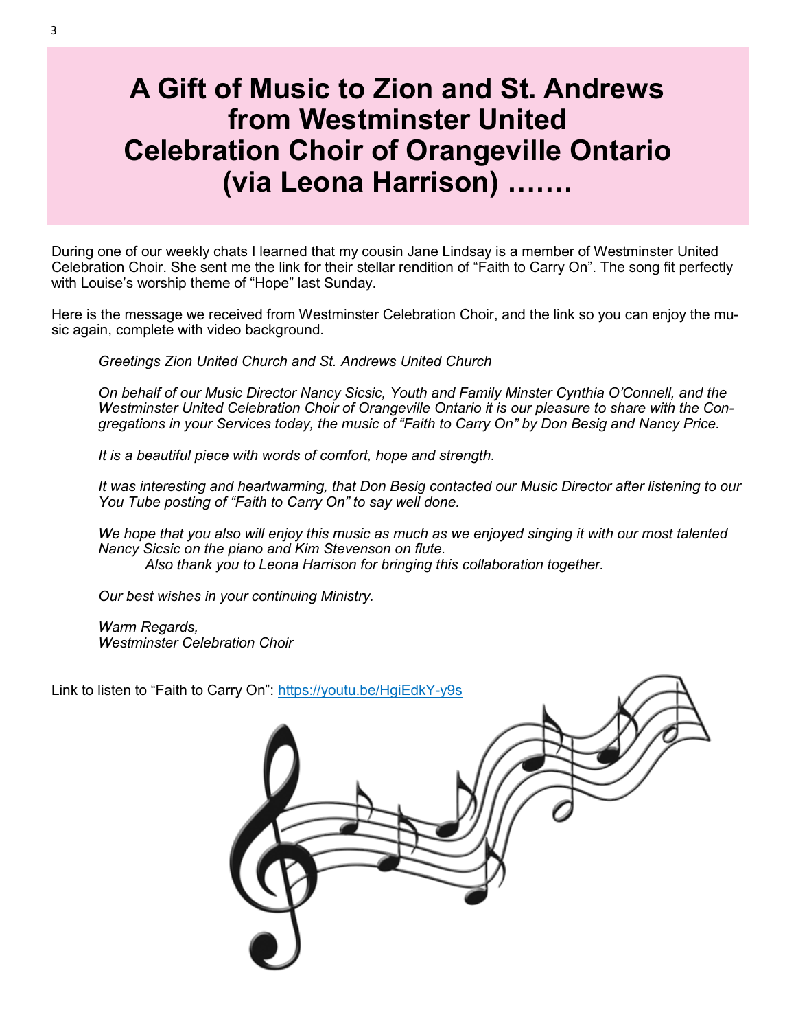# A Gift of Music to Zion and St. Andrews from Westminster United Celebration Choir of Orangeville Ontario (via Leona Harrison) …….

During one of our weekly chats I learned that my cousin Jane Lindsay is a member of Westminster United Celebration Choir. She sent me the link for their stellar rendition of "Faith to Carry On". The song fit perfectly with Louise's worship theme of "Hope" last Sunday.

Here is the message we received from Westminster Celebration Choir, and the link so you can enjoy the music again, complete with video background.

> *Greetings Zion United Church and St. Andrews United Church*
>
> *On behalf of our Music Director Nancy Sicsic, Youth and Family Minster Cynthia O'Connell, and the Westminster United Celebration Choir of Orangeville Ontario it is our pleasure to share with the Congregations in your Services today, the music of "Faith to Carry On" by Don Besig and Nancy Price.*
>
> *It is a beautiful piece with words of comfort, hope and strength.*
>
> *It was interesting and heartwarming, that Don Besig contacted our Music Director after listening to our You Tube posting of "Faith to Carry On" to say well done.*
>
> *We hope that you also will enjoy this music as much as we enjoyed singing it with our most talented Nancy Sicsic on the piano and Kim Stevenson on flute.*
> *Also thank you to Leona Harrison for bringing this collaboration together.*
>
> *Our best wishes in your continuing Ministry.*
>
> *Warm Regards,*
> *Westminster Celebration Choir*

Link to listen to "Faith to Carry On": https://youtu.be/HgiEdkY-y9s